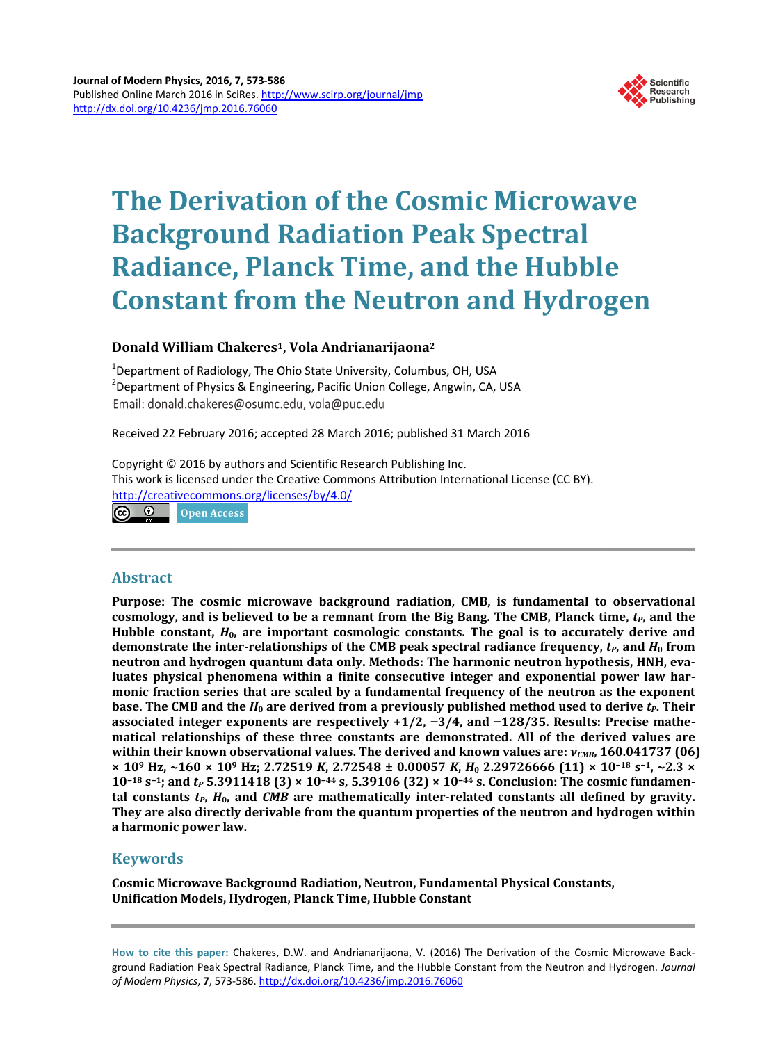Journal of Modern Physics, 2016, 7, 573-586
Published Online March 2016 in SciRes. http://www.scirp.org/journal/jmp
http://dx.doi.org/10.4236/jmp.2016.76060

# The Derivation of the Cosmic Microwave Background Radiation Peak Spectral Radiance, Planck Time, and the Hubble Constant from the Neutron and Hydrogen

**Donald William Chakeres[1], Vola Andrianarijaona[2]**

[1]Department of Radiology, The Ohio State University, Columbus, OH, USA
[2]Department of Physics & Engineering, Pacific Union College, Angwin, CA, USA
Email: donald.chakeres@osumc.edu, vola@puc.edu

Received 22 February 2016; accepted 28 March 2016; published 31 March 2016

Copyright © 2016 by authors and Scientific Research Publishing Inc.
This work is licensed under the Creative Commons Attribution International License (CC BY).
http://creativecommons.org/licenses/by/4.0/

Open Access

## Abstract

**Purpose: The cosmic microwave background radiation, CMB, is fundamental to observational cosmology, and is believed to be a remnant from the Big Bang. The CMB, Planck time, $t_P$, and the Hubble constant, $H_0$, are important cosmologic constants. The goal is to accurately derive and demonstrate the inter-relationships of the CMB peak spectral radiance frequency, $t_P$, and $H_0$ from neutron and hydrogen quantum data only. Methods: The harmonic neutron hypothesis, HNH, evaluates physical phenomena within a finite consecutive integer and exponential power law harmonic fraction series that are scaled by a fundamental frequency of the neutron as the exponent base. The CMB and the $H_0$ are derived from a previously published method used to derive $t_P$. Their associated integer exponents are respectively +1/2, −3/4, and −128/35. Results: Precise mathematical relationships of these three constants are demonstrated. All of the derived values are within their known observational values. The derived and known values are: $\nu_{CMB}$, 160.041737 (06) × 10⁹ Hz, ~160 × 10⁹ Hz; 2.72519 *K*, 2.72548 ± 0.00057 *K*, $H_0$ 2.29726666 (11) × 10⁻¹⁸ s⁻¹, ~2.3 × 10⁻¹⁸ s⁻¹; and $t_P$ 5.3911418 (3) × 10⁻⁴⁴ s, 5.39106 (32) × 10⁻⁴⁴ s. Conclusion: The cosmic fundamental constants $t_P$, $H_0$, and *CMB* are mathematically inter-related constants all defined by gravity. They are also directly derivable from the quantum properties of the neutron and hydrogen within a harmonic power law.**

## Keywords

**Cosmic Microwave Background Radiation, Neutron, Fundamental Physical Constants, Unification Models, Hydrogen, Planck Time, Hubble Constant**

**How to cite this paper:** Chakeres, D.W. and Andrianarijaona, V. (2016) The Derivation of the Cosmic Microwave Background Radiation Peak Spectral Radiance, Planck Time, and the Hubble Constant from the Neutron and Hydrogen. *Journal of Modern Physics*, **7**, 573-586. http://dx.doi.org/10.4236/jmp.2016.76060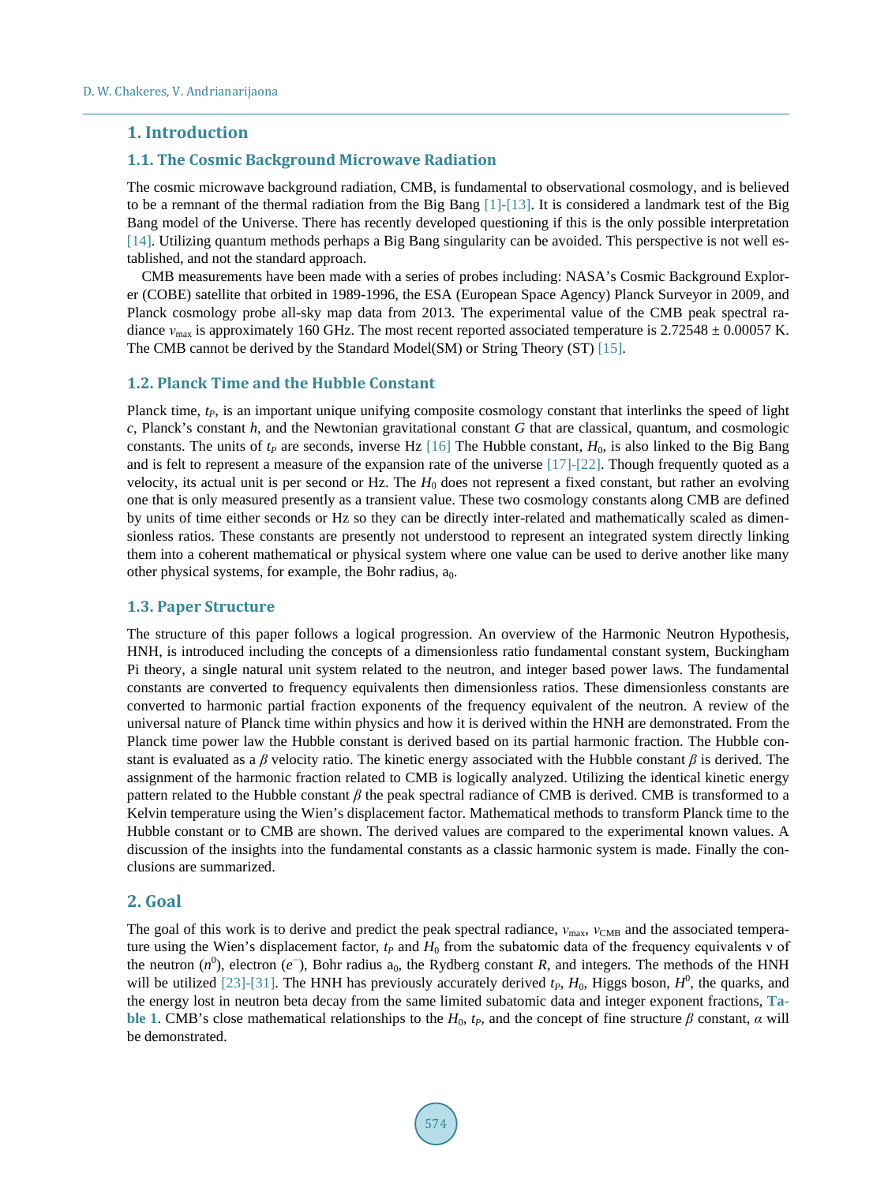## 1. Introduction

### 1.1. The Cosmic Background Microwave Radiation

The cosmic microwave background radiation, CMB, is fundamental to observational cosmology, and is believed to be a remnant of the thermal radiation from the Big Bang [1]-[13]. It is considered a landmark test of the Big Bang model of the Universe. There has recently developed questioning if this is the only possible interpretation [14]. Utilizing quantum methods perhaps a Big Bang singularity can be avoided. This perspective is not well established, and not the standard approach.

CMB measurements have been made with a series of probes including: NASA's Cosmic Background Explorer (COBE) satellite that orbited in 1989-1996, the ESA (European Space Agency) Planck Surveyor in 2009, and Planck cosmology probe all-sky map data from 2013. The experimental value of the CMB peak spectral radiance $v_{\max}$ is approximately 160 GHz. The most recent reported associated temperature is 2.72548 ± 0.00057 K. The CMB cannot be derived by the Standard Model(SM) or String Theory (ST) [15].

### 1.2. Planck Time and the Hubble Constant

Planck time, $t_P$, is an important unique unifying composite cosmology constant that interlinks the speed of light $c$, Planck's constant $h$, and the Newtonian gravitational constant $G$ that are classical, quantum, and cosmologic constants. The units of $t_P$ are seconds, inverse Hz [16] The Hubble constant, $H_0$, is also linked to the Big Bang and is felt to represent a measure of the expansion rate of the universe [17]-[22]. Though frequently quoted as a velocity, its actual unit is per second or Hz. The $H_0$ does not represent a fixed constant, but rather an evolving one that is only measured presently as a transient value. These two cosmology constants along CMB are defined by units of time either seconds or Hz so they can be directly inter-related and mathematically scaled as dimensionless ratios. These constants are presently not understood to represent an integrated system directly linking them into a coherent mathematical or physical system where one value can be used to derive another like many other physical systems, for example, the Bohr radius, $a_0$.

### 1.3. Paper Structure

The structure of this paper follows a logical progression. An overview of the Harmonic Neutron Hypothesis, HNH, is introduced including the concepts of a dimensionless ratio fundamental constant system, Buckingham Pi theory, a single natural unit system related to the neutron, and integer based power laws. The fundamental constants are converted to frequency equivalents then dimensionless ratios. These dimensionless constants are converted to harmonic partial fraction exponents of the frequency equivalent of the neutron. A review of the universal nature of Planck time within physics and how it is derived within the HNH are demonstrated. From the Planck time power law the Hubble constant is derived based on its partial harmonic fraction. The Hubble constant is evaluated as a $\beta$ velocity ratio. The kinetic energy associated with the Hubble constant $\beta$ is derived. The assignment of the harmonic fraction related to CMB is logically analyzed. Utilizing the identical kinetic energy pattern related to the Hubble constant $\beta$ the peak spectral radiance of CMB is derived. CMB is transformed to a Kelvin temperature using the Wien's displacement factor. Mathematical methods to transform Planck time to the Hubble constant or to CMB are shown. The derived values are compared to the experimental known values. A discussion of the insights into the fundamental constants as a classic harmonic system is made. Finally the conclusions are summarized.

## 2. Goal

The goal of this work is to derive and predict the peak spectral radiance, $v_{\max}$, $v_{\text{CMB}}$ and the associated temperature using the Wien's displacement factor, $t_P$ and $H_0$ from the subatomic data of the frequency equivalents ν of the neutron ($n^0$), electron ($e^-$), Bohr radius $a_0$, the Rydberg constant $R$, and integers. The methods of the HNH will be utilized [23]-[31]. The HNH has previously accurately derived $t_P$, $H_0$, Higgs boson, $H^0$, the quarks, and the energy lost in neutron beta decay from the same limited subatomic data and integer exponent fractions, **Table 1**. CMB's close mathematical relationships to the $H_0$, $t_P$, and the concept of fine structure $\beta$ constant, $\alpha$ will be demonstrated.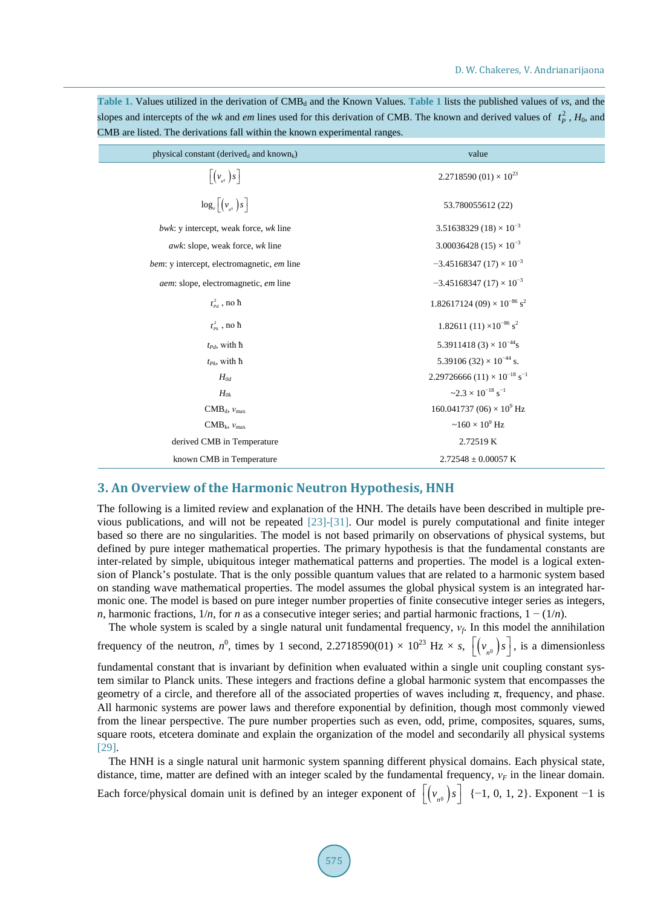**Table 1.** Values utilized in the derivation of $CMB_d$ and the Known Values. **Table 1** lists the published values of *vs*, and the slopes and intercepts of the *wk* and *em* lines used for this derivation of CMB. The known and derived values of $t_P^2$, $H_0$, and CMB are listed. The derivations fall within the known experimental ranges.

| physical constant (derived$_d$ and known$_k$) | value |
|---|---|
| $\left[\left(v_{n^0}\right)s\right]$ | $2.2718590\ (01) \times 10^{23}$ |
| $\log_e\left[\left(v_{n^0}\right)s\right]$ | 53.780055612 (22) |
| *bwk*: y intercept, weak force, *wk* line | $3.51638329\ (18) \times 10^{-3}$ |
| *awk*: slope, weak force, *wk* line | $3.00036428\ (15) \times 10^{-3}$ |
| *bem*: y intercept, electromagnetic, *em* line | $-3.45168347\ (17) \times 10^{-3}$ |
| *aem*: slope, electromagnetic, *em* line | $-3.45168347\ (17) \times 10^{-3}$ |
| $t_{Pd}^2$, no ħ | $1.82617124\ (09) \times 10^{-86}\ s^2$ |
| $t_{Pk}^2$, no ħ | $1.82611\ (11) \times 10^{-86}\ s^2$ |
| $t_{Pd}$, with ħ | $5.3911418\ (3) \times 10^{-44} s$ |
| $t_{Pk}$, with ħ | $5.39106\ (32) \times 10^{-44}$ s. |
| $H_{0d}$ | $2.29726666\ (11) \times 10^{-18}\ s^{-1}$ |
| $H_{0k}$ | $\sim 2.3 \times 10^{-18}\ s^{-1}$ |
| $CMB_d$, $\nu_{max}$ | $160.041737\ (06) \times 10^9$ Hz |
| $CMB_k$, $\nu_{max}$ | $\sim 160 \times 10^9$ Hz |
| derived CMB in Temperature | 2.72519 K |
| known CMB in Temperature | 2.72548 ± 0.00057 K |

## 3. An Overview of the Harmonic Neutron Hypothesis, HNH

The following is a limited review and explanation of the HNH. The details have been described in multiple previous publications, and will not be repeated [23]-[31]. Our model is purely computational and finite integer based so there are no singularities. The model is not based primarily on observations of physical systems, but defined by pure integer mathematical properties. The primary hypothesis is that the fundamental constants are inter-related by simple, ubiquitous integer mathematical patterns and properties. The model is a logical extension of Planck's postulate. That is the only possible quantum values that are related to a harmonic system based on standing wave mathematical properties. The model assumes the global physical system is an integrated harmonic one. The model is based on pure integer number properties of finite consecutive integer series as integers, *n*, harmonic fractions, $1/n$, for *n* as a consecutive integer series; and partial harmonic fractions, $1 - (1/n)$.

The whole system is scaled by a single natural unit fundamental frequency, $v_f$. In this model the annihilation frequency of the neutron, $n^0$, times by 1 second, $2.2718590(01) \times 10^{23}$ Hz × *s*, $\left[\left(v_{n^0}\right)s\right]$, is a dimensionless fundamental constant that is invariant by definition when evaluated within a single unit coupling constant system similar to Planck units. These integers and fractions define a global harmonic system that encompasses the geometry of a circle, and therefore all of the associated properties of waves including π, frequency, and phase. All harmonic systems are power laws and therefore exponential by definition, though most commonly viewed from the linear perspective. The pure number properties such as even, odd, prime, composites, squares, sums, square roots, etcetera dominate and explain the organization of the model and secondarily all physical systems [29].

The HNH is a single natural unit harmonic system spanning different physical domains. Each physical state, distance, time, matter are defined with an integer scaled by the fundamental frequency, $v_F$ in the linear domain. Each force/physical domain unit is defined by an integer exponent of $\left[\left(v_{n^0}\right)s\right]$ {−1, 0, 1, 2}. Exponent −1 is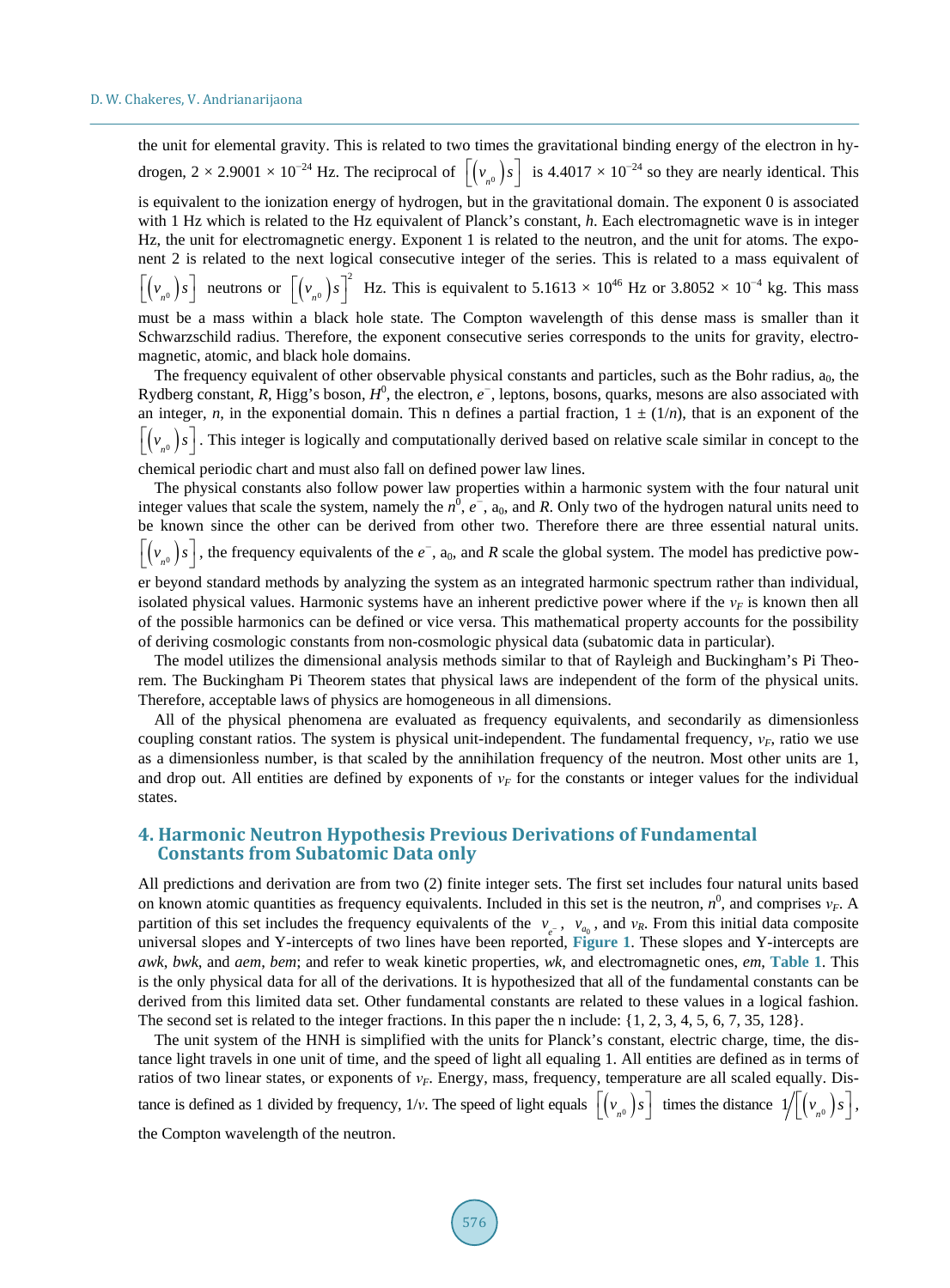the unit for elemental gravity. This is related to two times the gravitational binding energy of the electron in hydrogen, $2 \times 2.9001 \times 10^{-24}$ Hz. The reciprocal of $\left[\left(v_{n^0}\right)s\right]$ is $4.4017 \times 10^{-24}$ so they are nearly identical. This is equivalent to the ionization energy of hydrogen, but in the gravitational domain. The exponent 0 is associated with 1 Hz which is related to the Hz equivalent of Planck's constant, *h*. Each electromagnetic wave is in integer Hz, the unit for electromagnetic energy. Exponent 1 is related to the neutron, and the unit for atoms. The exponent 2 is related to the next logical consecutive integer of the series. This is related to a mass equivalent of $\left[\left(v_{n^0}\right)s\right]$ neutrons or $\left[\left(v_{n^0}\right)s\right]^2$ Hz. This is equivalent to $5.1613 \times 10^{46}$ Hz or $3.8052 \times 10^{-4}$ kg. This mass must be a mass within a black hole state. The Compton wavelength of this dense mass is smaller than it Schwarzschild radius. Therefore, the exponent consecutive series corresponds to the units for gravity, electromagnetic, atomic, and black hole domains.

The frequency equivalent of other observable physical constants and particles, such as the Bohr radius, $a_0$, the Rydberg constant, *R*, Higg's boson, $H^0$, the electron, $e^-$, leptons, bosons, quarks, mesons are also associated with an integer, *n*, in the exponential domain. This n defines a partial fraction, $1 \pm (1/n)$, that is an exponent of the $\left[\left(v_{n^0}\right)s\right]$. This integer is logically and computationally derived based on relative scale similar in concept to the chemical periodic chart and must also fall on defined power law lines.

The physical constants also follow power law properties within a harmonic system with the four natural unit integer values that scale the system, namely the $n^0$, $e^-$, $a_0$, and *R*. Only two of the hydrogen natural units need to be known since the other can be derived from other two. Therefore there are three essential natural units. $\left[\left(v_{n^0}\right)s\right]$, the frequency equivalents of the $e^-$, $a_0$, and *R* scale the global system. The model has predictive power beyond standard methods by analyzing the system as an integrated harmonic spectrum rather than individual, isolated physical values. Harmonic systems have an inherent predictive power where if the $v_F$ is known then all of the possible harmonics can be defined or vice versa. This mathematical property accounts for the possibility of deriving cosmologic constants from non-cosmologic physical data (subatomic data in particular).

The model utilizes the dimensional analysis methods similar to that of Rayleigh and Buckingham's Pi Theorem. The Buckingham Pi Theorem states that physical laws are independent of the form of the physical units. Therefore, acceptable laws of physics are homogeneous in all dimensions.

All of the physical phenomena are evaluated as frequency equivalents, and secondarily as dimensionless coupling constant ratios. The system is physical unit-independent. The fundamental frequency, $v_F$, ratio we use as a dimensionless number, is that scaled by the annihilation frequency of the neutron. Most other units are 1, and drop out. All entities are defined by exponents of $v_F$ for the constants or integer values for the individual states.

## 4. Harmonic Neutron Hypothesis Previous Derivations of Fundamental Constants from Subatomic Data only

All predictions and derivation are from two (2) finite integer sets. The first set includes four natural units based on known atomic quantities as frequency equivalents. Included in this set is the neutron, $n^0$, and comprises $v_F$. A partition of this set includes the frequency equivalents of the $v_{e^-}$, $v_{a_0}$, and $v_R$. From this initial data composite universal slopes and Y-intercepts of two lines have been reported, **Figure 1**. These slopes and Y-intercepts are *awk*, *bwk*, and *aem*, *bem*; and refer to weak kinetic properties, *wk*, and electromagnetic ones, *em*, **Table 1**. This is the only physical data for all of the derivations. It is hypothesized that all of the fundamental constants can be derived from this limited data set. Other fundamental constants are related to these values in a logical fashion. The second set is related to the integer fractions. In this paper the n include: {1, 2, 3, 4, 5, 6, 7, 35, 128}.

The unit system of the HNH is simplified with the units for Planck's constant, electric charge, time, the distance light travels in one unit of time, and the speed of light all equaling 1. All entities are defined as in terms of ratios of two linear states, or exponents of $v_F$. Energy, mass, frequency, temperature are all scaled equally. Distance is defined as 1 divided by frequency, $1/v$. The speed of light equals $\left[\left(v_{n^0}\right)s\right]$ times the distance $1/\left[\left(v_{n^0}\right)s\right]$, the Compton wavelength of the neutron.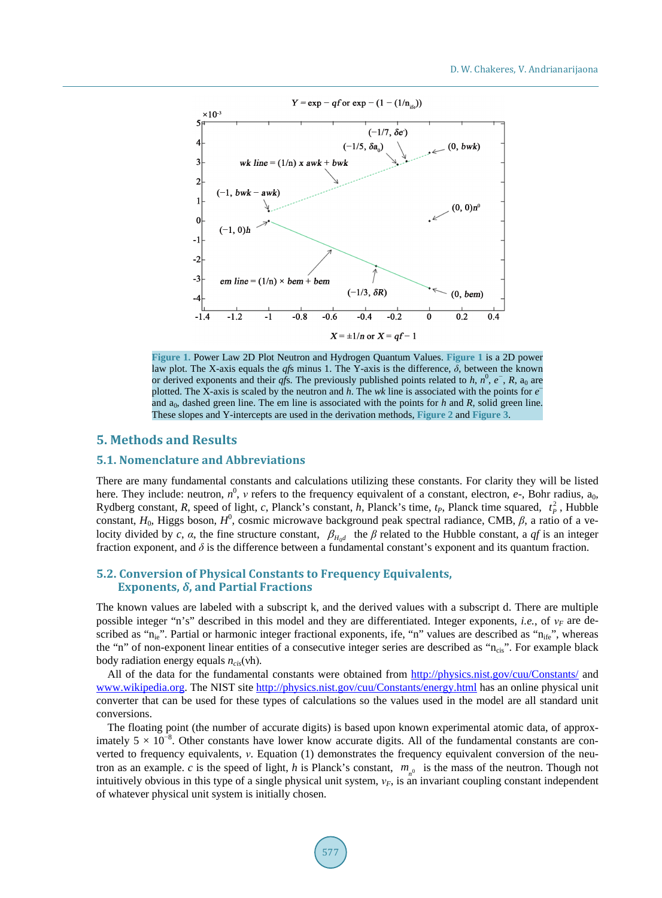Figure 1. Power Law 2D Plot Neutron and Hydrogen Quantum Values. Figure 1 is a 2D power law plot. The X-axis equals the *qf*s minus 1. The Y-axis is the difference, $\delta$, between the known or derived exponents and their *qf*s. The previously published points related to $h$, $n^0$, $e^-$, $R$, $a_0$ are plotted. The X-axis is scaled by the neutron and $h$. The *wk* line is associated with the points for $e^-$ and $a_0$, dashed green line. The em line is associated with the points for $h$ and $R$, solid green line. These slopes and Y-intercepts are used in the derivation methods, Figure 2 and Figure 3.

## 5. Methods and Results

### 5.1. Nomenclature and Abbreviations

There are many fundamental constants and calculations utilizing these constants. For clarity they will be listed here. They include: neutron, $n^0$, $v$ refers to the frequency equivalent of a constant, electron, $e$-, Bohr radius, $a_0$, Rydberg constant, $R$, speed of light, $c$, Planck's constant, $h$, Planck's time, $t_P$, Planck time squared, $t_P^2$, Hubble constant, $H_0$, Higgs boson, $H^0$, cosmic microwave background peak spectral radiance, CMB, $\beta$, a ratio of a velocity divided by $c$, $\alpha$, the fine structure constant, $\beta_{H_0d}$ the $\beta$ related to the Hubble constant, a *qf* is an integer fraction exponent, and $\delta$ is the difference between a fundamental constant's exponent and its quantum fraction.

### 5.2. Conversion of Physical Constants to Frequency Equivalents, Exponents, $\delta$, and Partial Fractions

The known values are labeled with a subscript k, and the derived values with a subscript d. There are multiple possible integer "n's" described in this model and they are differentiated. Integer exponents, *i.e.*, of $v_F$ are described as "$n_{ie}$". Partial or harmonic integer fractional exponents, ife, "n" values are described as "$n_{ife}$", whereas the "n" of non-exponent linear entities of a consecutive integer series are described as "$n_{cis}$". For example black body radiation energy equals $n_{cis}$(vh).

All of the data for the fundamental constants were obtained from http://physics.nist.gov/cuu/Constants/ and www.wikipedia.org. The NIST site http://physics.nist.gov/cuu/Constants/energy.html has an online physical unit converter that can be used for these types of calculations so the values used in the model are all standard unit conversions.

The floating point (the number of accurate digits) is based upon known experimental atomic data, of approximately $5 \times 10^{-8}$. Other constants have lower know accurate digits. All of the fundamental constants are converted to frequency equivalents, $v$. Equation (1) demonstrates the frequency equivalent conversion of the neutron as an example. $c$ is the speed of light, $h$ is Planck's constant, $m_{n^0}$ is the mass of the neutron. Though not intuitively obvious in this type of a single physical unit system, $v_F$, is an invariant coupling constant independent of whatever physical unit system is initially chosen.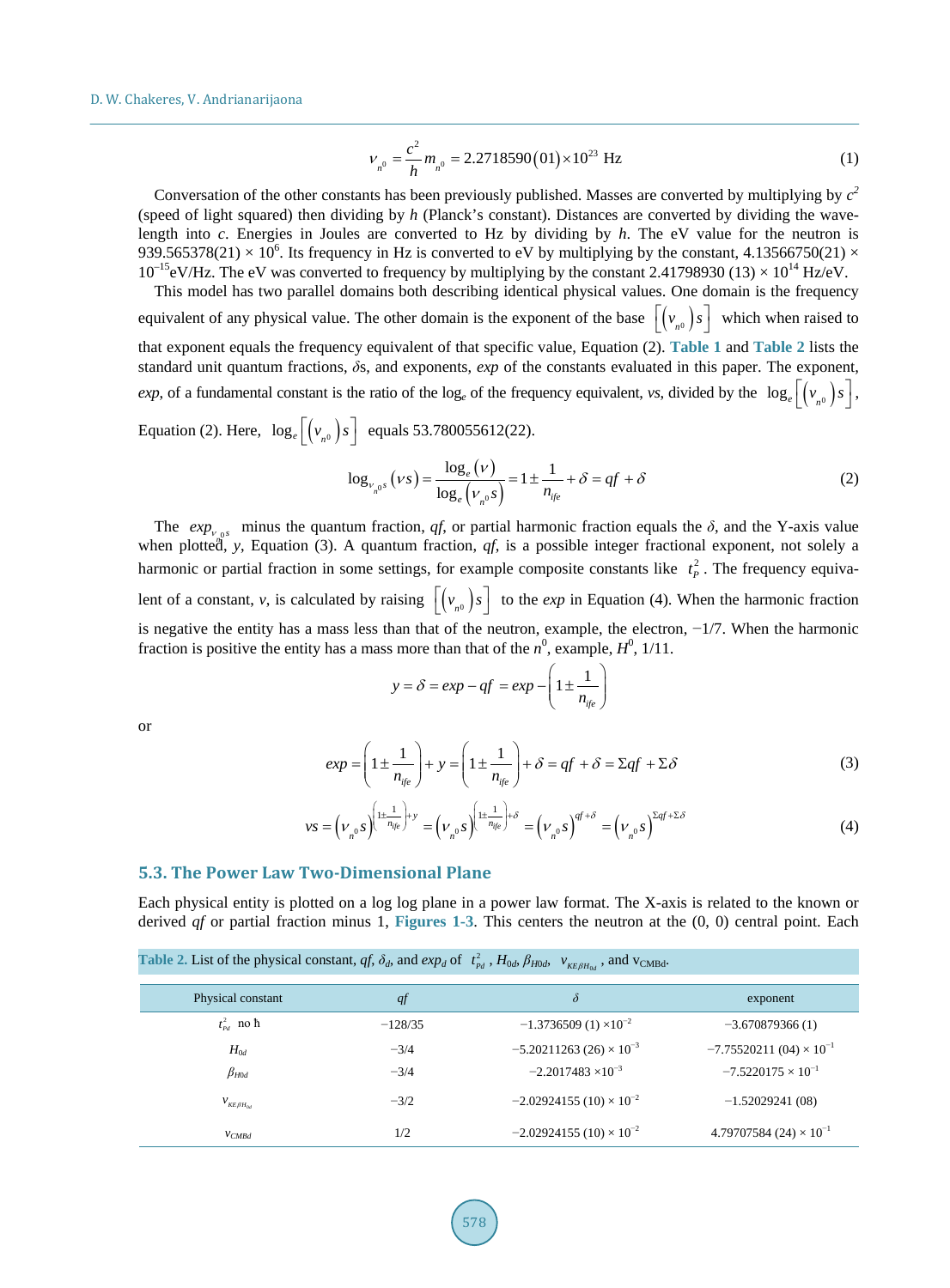$$\nu_{n^0} = \frac{c^2}{h} m_{n^0} = 2.2718590(01) \times 10^{23} \text{ Hz} \tag{1}$$

Conversation of the other constants has been previously published. Masses are converted by multiplying by $c^2$ (speed of light squared) then dividing by $h$ (Planck's constant). Distances are converted by dividing the wavelength into $c$. Energies in Joules are converted to Hz by dividing by $h$. The eV value for the neutron is $939.565378(21) \times 10^6$. Its frequency in Hz is converted to eV by multiplying by the constant, $4.13566750(21) \times 10^{-15}$ eV/Hz. The eV was converted to frequency by multiplying by the constant $2.41798930\ (13) \times 10^{14}$ Hz/eV.

This model has two parallel domains both describing identical physical values. One domain is the frequency equivalent of any physical value. The other domain is the exponent of the base $\left[\left(\nu_{n^0}\right)s\right]$ which when raised to that exponent equals the frequency equivalent of that specific value, Equation (2). Table 1 and Table 2 lists the standard unit quantum fractions, $\delta$s, and exponents, *exp* of the constants evaluated in this paper. The exponent, *exp*, of a fundamental constant is the ratio of the $\log_e$ of the frequency equivalent, $\nu s$, divided by the $\log_e\left[\left(\nu_{n^0}\right)s\right]$, Equation (2). Here, $\log_e\left[\left(\nu_{n^0}\right)s\right]$ equals 53.780055612(22).

$$\log_{\nu_{n^0}s}(\nu s) = \frac{\log_e(\nu)}{\log_e\left(\nu_{n^0}s\right)} = 1 \pm \frac{1}{n_{ife}} + \delta = qf + \delta \tag{2}$$

The $exp_{\nu_{n^0}s}$ minus the quantum fraction, *qf*, or partial harmonic fraction equals the $\delta$, and the Y-axis value when plotted, $y$, Equation (3). A quantum fraction, *qf*, is a possible integer fractional exponent, not solely a harmonic or partial fraction in some settings, for example composite constants like $t_P^2$. The frequency equivalent of a constant, $\nu$, is calculated by raising $\left[\left(\nu_{n^0}\right)s\right]$ to the *exp* in Equation (4). When the harmonic fraction is negative the entity has a mass less than that of the neutron, example, the electron, $-1/7$. When the harmonic fraction is positive the entity has a mass more than that of the $n^0$, example, $H^0$, 1/11.

$$y = \delta = exp - qf = exp - \left(1 \pm \frac{1}{n_{ife}}\right)$$

or

$$exp = \left(1 \pm \frac{1}{n_{ife}}\right) + y = \left(1 \pm \frac{1}{n_{ife}}\right) + \delta = qf + \delta = \Sigma qf + \Sigma\delta \tag{3}$$

$$\nu s = \left(\nu_{n^0}s\right)^{\left(1 \pm \frac{1}{n_{ife}}\right)+y} = \left(\nu_{n^0}s\right)^{\left(1 \pm \frac{1}{n_{ife}}\right)+\delta} = \left(\nu_{n^0}s\right)^{qf+\delta} = \left(\nu_{n^0}s\right)^{\Sigma qf + \Sigma\delta} \tag{4}$$

### 5.3. The Power Law Two-Dimensional Plane

Each physical entity is plotted on a log log plane in a power law format. The X-axis is related to the known or derived *qf* or partial fraction minus 1, Figures 1-3. This centers the neutron at the (0, 0) central point. Each

Table 2. List of the physical constant, *qf*, $\delta_d$, and $exp_d$ of $t_{Pd}^2$, $H_{0d}$, $\beta_{H0d}$, $\nu_{KE\beta H_{0d}}$, and $\nu_{CMBd}$.

| Physical constant | *qf* | $\delta$ | exponent |
|---|---|---|---|
| $t_{Pd}^2$ no ħ | −128/35 | $-1.3736509\ (1) \times 10^{-2}$ | −3.670879366 (1) |
| $H_{0d}$ | −3/4 | $-5.20211263\ (26) \times 10^{-3}$ | $-7.75520211\ (04) \times 10^{-1}$ |
| $\beta_{H0d}$ | −3/4 | $-2.2017483 \times 10^{-3}$ | $-7.5220175 \times 10^{-1}$ |
| $\nu_{KE\beta H_{0d}}$ | −3/2 | $-2.02924155\ (10) \times 10^{-2}$ | −1.52029241 (08) |
| $\nu_{CMBd}$ | 1/2 | $-2.02924155\ (10) \times 10^{-2}$ | $4.79707584\ (24) \times 10^{-1}$ |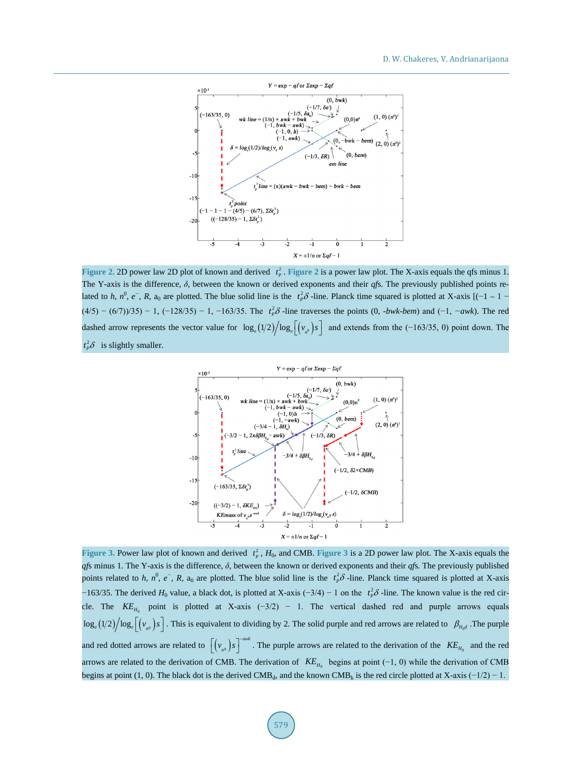**Figure 2.** 2D power law 2D plot of known and derived $t_p^2$. **Figure 2** is a power law plot. The X-axis equals the qfs minus 1. The Y-axis is the difference, $\delta$, between the known or derived exponents and their *qf*s. The previously published points related to $h$, $n^0$, $e^-$, $R$, $a_0$ are plotted. The blue solid line is the $t_p^2\delta$-line. Planck time squared is plotted at X-axis [(−1 − 1 − (4/5) − (6/7))/35) − 1, (−128/35) − 1, −163/35. The $t_p^2\delta$-line traverses the points (0, *-bwk-bem*) and (−1, −*awk*). The red dashed arrow represents the vector value for $\log_e(1/2)/\log_e\left[\left(v_{n^0}\right)s\right]$ and extends from the (−163/35, 0) point down. The $t_p^2\delta$ is slightly smaller.

**Figure 3.** Power law plot of known and derived $t_p^2$, $H_0$, and CMB. **Figure 3** is a 2D power law plot. The X-axis equals the *qf*s minus 1. The Y-axis is the difference, $\delta$, between the known or derived exponents and their *qf*s. The previously published points related to $h$, $n^0$, $e^-$, $R$, $a_0$ are plotted. The blue solid line is the $t_p^2\delta$-line. Planck time squared is plotted at X-axis −163/35. The derived $H_0$ value, a black dot, is plotted at X-axis (−3/4) − 1 on the $t_p^2\delta$-line. The known value is the red circle. The $KE_{H_0}$ point is plotted at X-axis (−3/2) − 1. The vertical dashed red and purple arrows equals $\log_e(1/2)/\log_e\left[\left(v_{n^0}\right)s\right]$. This is equivalent to dividing by 2. The solid purple and red arrows are related to $\beta_{H_{0d}}$. The purple and red dotted arrows are related to $\left[\left(v_{n^0}\right)s\right]^{-awk}$. The purple arrows are related to the derivation of the $KE_{H_0}$ and the red arrows are related to the derivation of CMB. The derivation of $KE_{H_0}$ begins at point (−1, 0) while the derivation of CMB begins at point (1, 0). The black dot is the derived $\text{CMB}_d$, and the known $\text{CMB}_k$ is the red circle plotted at X-axis (−1/2) − 1.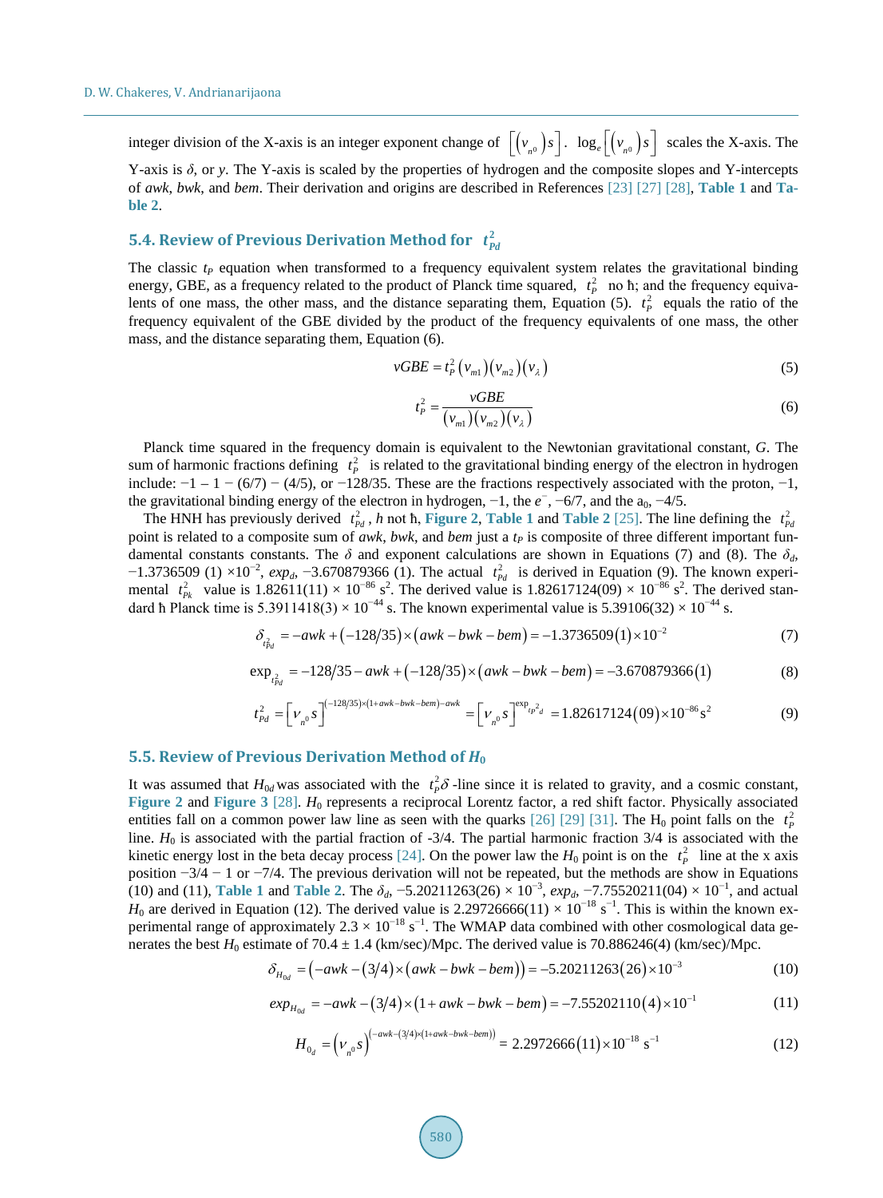integer division of the X-axis is an integer exponent change of $\left[\left(v_{n^0}\right)s\right]$. $\log_e\left[\left(v_{n^0}\right)s\right]$ scales the X-axis. The Y-axis is $\delta$, or $y$. The Y-axis is scaled by the properties of hydrogen and the composite slopes and Y-intercepts of *awk*, *bwk*, and *bem*. Their derivation and origins are described in References [23] [27] [28], **Table 1** and **Table 2**.

### 5.4. Review of Previous Derivation Method for $t_{Pd}^2$

The classic $t_P$ equation when transformed to a frequency equivalent system relates the gravitational binding energy, GBE, as a frequency related to the product of Planck time squared, $t_P^2$ no ħ; and the frequency equivalents of one mass, the other mass, and the distance separating them, Equation (5). $t_P^2$ equals the ratio of the frequency equivalent of the GBE divided by the product of the frequency equivalents of one mass, the other mass, and the distance separating them, Equation (6).

$$vGBE = t_P^2\left(v_{m1}\right)\left(v_{m2}\right)\left(v_\lambda\right) \tag{5}$$

$$t_P^2 = \frac{vGBE}{\left(v_{m1}\right)\left(v_{m2}\right)\left(v_\lambda\right)} \tag{6}$$

Planck time squared in the frequency domain is equivalent to the Newtonian gravitational constant, $G$. The sum of harmonic fractions defining $t_P^2$ is related to the gravitational binding energy of the electron in hydrogen include: −1 − 1 − (6/7) − (4/5), or −128/35. These are the fractions respectively associated with the proton, −1, the gravitational binding energy of the electron in hydrogen, −1, the $e^-$, −6/7, and the $a_0$, −4/5.

The HNH has previously derived $t_{Pd}^2$, $h$ not ħ, **Figure 2**, **Table 1** and **Table 2** [25]. The line defining the $t_{Pd}^2$ point is related to a composite sum of *awk*, *bwk*, and *bem* just a $t_P$ is composite of three different important fundamental constants constants. The $\delta$ and exponent calculations are shown in Equations (7) and (8). The $\delta_d$, $-1.3736509(1)\times10^{-2}$, $exp_d$, −3.670879366 (1). The actual $t_{Pd}^2$ is derived in Equation (9). The known experimental $t_{Pk}^2$ value is $1.82611(11)\times10^{-86}\ \text{s}^2$. The derived value is $1.82617124(09)\times10^{-86}\ \text{s}^2$. The derived standard ħ Planck time is $5.3911418(3)\times10^{-44}$ s. The known experimental value is $5.39106(32)\times10^{-44}$ s.

$$\delta_{t_{Pd}^2} = -awk + \left(-128/35\right)\times\left(awk - bwk - bem\right) = -1.3736509(1)\times10^{-2} \tag{7}$$

$$\exp_{t_{Pd}^2} = -128/35 - awk + \left(-128/35\right)\times\left(awk - bwk - bem\right) = -3.670879366(1) \tag{8}$$

$$t_{Pd}^2 = \left[v_{n^0}s\right]^{(-128/35)\times(1+awk-bwk-bem)-awk} = \left[v_{n^0}s\right]^{\exp_{t_P{}^2 d}} = 1.82617124(09)\times10^{-86}\,\text{s}^2 \tag{9}$$

### 5.5. Review of Previous Derivation Method of $H_0$

It was assumed that $H_{0d}$ was associated with the $t_P^2\delta$-line since it is related to gravity, and a cosmic constant, **Figure 2** and **Figure 3** [28]. $H_0$ represents a reciprocal Lorentz factor, a red shift factor. Physically associated entities fall on a common power law line as seen with the quarks [26] [29] [31]. The $H_0$ point falls on the $t_P^2$ line. $H_0$ is associated with the partial fraction of -3/4. The partial harmonic fraction 3/4 is associated with the kinetic energy lost in the beta decay process [24]. On the power law the $H_0$ point is on the $t_P^2$ line at the x axis position −3/4 − 1 or −7/4. The previous derivation will not be repeated, but the methods are show in Equations (10) and (11), **Table 1** and **Table 2**. The $\delta_d$, $-5.20211263(26)\times10^{-3}$, $exp_d$, $-7.75520211(04)\times10^{-1}$, and actual $H_0$ are derived in Equation (12). The derived value is $2.29726666(11)\times10^{-18}\ \text{s}^{-1}$. This is within the known experimental range of approximately $2.3\times10^{-18}\ \text{s}^{-1}$. The WMAP data combined with other cosmological data generates the best $H_0$ estimate of 70.4 ± 1.4 (km/sec)/Mpc. The derived value is 70.886246(4) (km/sec)/Mpc.

$$\delta_{H_{0d}} = \left(-awk - \left(3/4\right)\times\left(awk - bwk - bem\right)\right) = -5.20211263(26)\times10^{-3} \tag{10}$$

$$exp_{H_{0d}} = -awk - \left(3/4\right)\times\left(1 + awk - bwk - bem\right) = -7.55202110(4)\times10^{-1} \tag{11}$$

$$H_{0_d} = \left(v_{n^0}s\right)^{\left(-awk-(3/4)\times(1+awk-bwk-bem)\right)} = 2.2972666(11)\times10^{-18}\ \text{s}^{-1} \tag{12}$$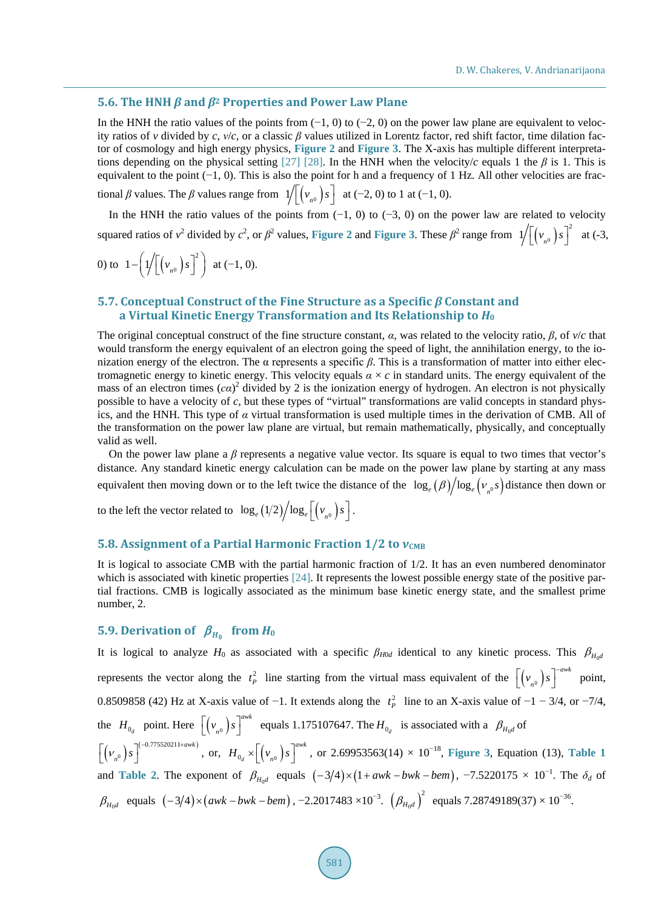### 5.6. The HNH $\beta$ and $\beta^2$ Properties and Power Law Plane

In the HNH the ratio values of the points from (−1, 0) to (−2, 0) on the power law plane are equivalent to velocity ratios of $v$ divided by $c$, $v/c$, or a classic $\beta$ values utilized in Lorentz factor, red shift factor, time dilation factor of cosmology and high energy physics, **Figure 2** and **Figure 3**. The X-axis has multiple different interpretations depending on the physical setting [27] [28]. In the HNH when the velocity/$c$ equals 1 the $\beta$ is 1. This is equivalent to the point (−1, 0). This is also the point for h and a frequency of 1 Hz. All other velocities are fractional $\beta$ values. The $\beta$ values range from $1/\left[\left(v_{n^0}\right)s\right]$ at (−2, 0) to 1 at (−1, 0).

In the HNH the ratio values of the points from (−1, 0) to (−3, 0) on the power law are related to velocity squared ratios of $v^2$ divided by $c^2$, or $\beta^2$ values, **Figure 2** and **Figure 3**. These $\beta^2$ range from $1/\left[\left(v_{n^0}\right)s\right]^2$ at (-3, 0) to $1-\left(1/\left[\left(v_{n^0}\right)s\right]^2\right)$ at (−1, 0).

### 5.7. Conceptual Construct of the Fine Structure as a Specific $\beta$ Constant and a Virtual Kinetic Energy Transformation and Its Relationship to $H_0$

The original conceptual construct of the fine structure constant, $\alpha$, was related to the velocity ratio, $\beta$, of $v/c$ that would transform the energy equivalent of an electron going the speed of light, the annihilation energy, to the ionization energy of the electron. The $\alpha$ represents a specific $\beta$. This is a transformation of matter into either electromagnetic energy to kinetic energy. This velocity equals $\alpha \times c$ in standard units. The energy equivalent of the mass of an electron times $(c\alpha)^2$ divided by 2 is the ionization energy of hydrogen. An electron is not physically possible to have a velocity of $c$, but these types of "virtual" transformations are valid concepts in standard physics, and the HNH. This type of $\alpha$ virtual transformation is used multiple times in the derivation of CMB. All of the transformation on the power law plane are virtual, but remain mathematically, physically, and conceptually valid as well.

On the power law plane a $\beta$ represents a negative value vector. Its square is equal to two times that vector's distance. Any standard kinetic energy calculation can be made on the power law plane by starting at any mass equivalent then moving down or to the left twice the distance of the $\log_e(\beta)/\log_e\left(v_{n^0}s\right)$ distance then down or to the left the vector related to $\log_e(1/2)/\log_e\left[\left(v_{n^0}\right)s\right]$.

### 5.8. Assignment of a Partial Harmonic Fraction 1/2 to $v_{\text{CMB}}$

It is logical to associate CMB with the partial harmonic fraction of 1/2. It has an even numbered denominator which is associated with kinetic properties [24]. It represents the lowest possible energy state of the positive partial fractions. CMB is logically associated as the minimum base kinetic energy state, and the smallest prime number, 2.

### 5.9. Derivation of $\beta_{H_0}$ from $H_0$

It is logical to analyze $H_0$ as associated with a specific $\beta_{H0d}$ identical to any kinetic process. This $\beta_{H_0d}$ represents the vector along the $t_P^2$ line starting from the virtual mass equivalent of the $\left[\left(v_{n^0}\right)s\right]^{-awk}$ point, 0.8509858 (42) Hz at X-axis value of −1. It extends along the $t_P^2$ line to an X-axis value of −1 − 3/4, or −7/4, the $H_{0_d}$ point. Here $\left[\left(v_{n^0}\right)s\right]^{awk}$ equals 1.175107647. The $H_{0_d}$ is associated with a $\beta_{H_0d}$ of $\left[\left(v_{n^0}\right)s\right]^{(-0.775520211+awk)}$, or, $H_{0_d}\times\left[\left(v_{n^0}\right)s\right]^{awk}$, or 2.69953563(14) × 10$^{-18}$, **Figure 3**, Equation (13), **Table 1** and **Table 2**. The exponent of $\beta_{H_0d}$ equals $(-3/4)\times(1+awk-bwk-bem)$, −7.5220175 × 10$^{-1}$. The $\delta_d$ of $\beta_{H_0d}$ equals $(-3/4)\times(awk-bwk-bem)$, −2.2017483 ×10$^{-3}$. $\left(\beta_{H_0d}\right)^2$ equals 7.28749189(37) × 10$^{-36}$.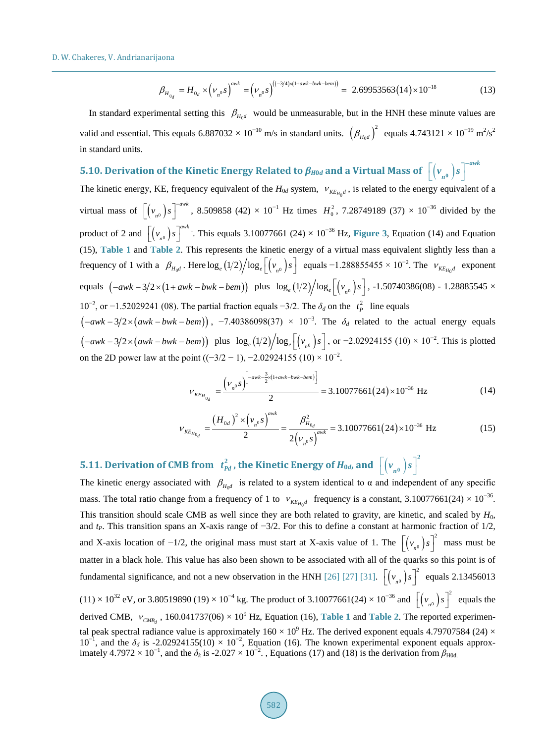$$\beta_{H_{0d}} = H_{0_d} \times \left(v_{n^0}s\right)^{awk} = \left(v_{n^0}s\right)^{((-3/4)\times(1+awk-bwk-bem))} = 2.69953563(14)\times10^{-18} \tag{13}$$

In standard experimental setting this $\beta_{H_{0d}}$ would be unmeasurable, but in the HNH these minute values are valid and essential. This equals 6.887032 × $10^{-10}$ m/s in standard units. $\left(\beta_{H_{0d}}\right)^2$ equals 4.743121 × $10^{-19}$ $m^2/s^2$ in standard units.

### 5.10. Derivation of the Kinetic Energy Related to $\beta_{H0d}$ and a Virtual Mass of $\left[\left(v_{n^0}\right)s\right]^{-awk}$

The kinetic energy, KE, frequency equivalent of the $H_{0d}$ system, $v_{KE_{H_0}d}$, is related to the energy equivalent of a virtual mass of $\left[\left(v_{n^0}\right)s\right]^{-awk}$, 8.509858 (42) × $10^{-1}$ Hz times $H_0^2$, 7.28749189 (37) × $10^{-36}$ divided by the product of 2 and $\left[\left(v_{n^0}\right)s\right]^{awk}$. This equals 3.10077661 (24) × $10^{-36}$ Hz, **Figure 3**, Equation (14) and Equation (15), **Table 1** and **Table 2**. This represents the kinetic energy of a virtual mass equivalent slightly less than a frequency of 1 with a $\beta_{H_{0d}}$. Here $\log_e(1/2)/\log_e\left[\left(v_{n^0}\right)s\right]$ equals −1.288855455 × $10^{-2}$. The $v_{KE_{H_0}d}$ exponent equals $\left(-awk - 3/2\times(1+awk-bwk-bem)\right)$ plus $\log_e(1/2)/\log_e\left[\left(v_{n^0}\right)s\right]$, -1.50740386(08) - 1.28885545 × $10^{-2}$, or −1.52029241 (08). The partial fraction equals −3/2. The $\delta_d$ on the $t_P^2$ line equals $\left(-awk - 3/2\times(awk-bwk-bem)\right)$, −7.40386098(37) × $10^{-3}$. The $\delta_d$ related to the actual energy equals $\left(-awk - 3/2\times(awk-bwk-bem)\right)$ plus $\log_e(1/2)/\log_e\left[\left(v_{n^0}\right)s\right]$, or −2.02924155 (10) × $10^{-2}$. This is plotted on the 2D power law at the point ((−3/2 − 1), −2.02924155 (10) × $10^{-2}$.

$$v_{KE_{H_{0d}}} = \frac{\left(v_{n^0}s\right)^{\left[-awk-\frac{3}{2}\times(1+awk-bwk-bem)\right]}}{2} = 3.10077661(24)\times10^{-36}\ \text{Hz} \tag{14}$$

$$v_{KE_{H_{0d}}} = \frac{\left(H_{0d}\right)^2 \times \left(v_{n^0}s\right)^{awk}}{2} = \frac{\beta_{H_{0d}}^2}{2\left(v_{n^0}s\right)^{awk}} = 3.10077661(24)\times10^{-36}\ \text{Hz} \tag{15}$$

### 5.11. Derivation of CMB from $t_{Pd}^2$, the Kinetic Energy of $H_{0d}$, and $\left[\left(v_{n^0}\right)s\right]^2$

The kinetic energy associated with $\beta_{H_{0d}}$ is related to a system identical to α and independent of any specific mass. The total ratio change from a frequency of 1 to $v_{KE_{H_0}d}$ frequency is a constant, 3.10077661(24) × $10^{-36}$. This transition should scale CMB as well since they are both related to gravity, are kinetic, and scaled by $H_0$, and $t_P$. This transition spans an X-axis range of −3/2. For this to define a constant at harmonic fraction of 1/2, and X-axis location of −1/2, the original mass must start at X-axis value of 1. The $\left[\left(v_{n^0}\right)s\right]^2$ mass must be matter in a black hole. This value has also been shown to be associated with all of the quarks so this point is of fundamental significance, and not a new observation in the HNH [26] [27] [31]. $\left[\left(v_{n^0}\right)s\right]^2$ equals 2.13456013 (11) × $10^{32}$ eV, or 3.80519890 (19) × $10^{-4}$ kg. The product of 3.10077661(24) × $10^{-36}$ and $\left[\left(v_{n^0}\right)s\right]^2$ equals the derived CMB, $v_{CMB_d}$, 160.041737(06) × $10^9$ Hz, Equation (16), **Table 1** and **Table 2**. The reported experimental peak spectral radiance value is approximately 160 × $10^9$ Hz. The derived exponent equals 4.79707584 (24) × $10^{-1}$, and the $\delta_d$ is -2.02924155(10) × $10^{-2}$, Equation (16). The known experimental exponent equals approximately 4.7972 × $10^{-1}$, and the $\delta_k$ is -2.027 × $10^{-2}$. , Equations (17) and (18) is the derivation from $\beta_{H0d}$.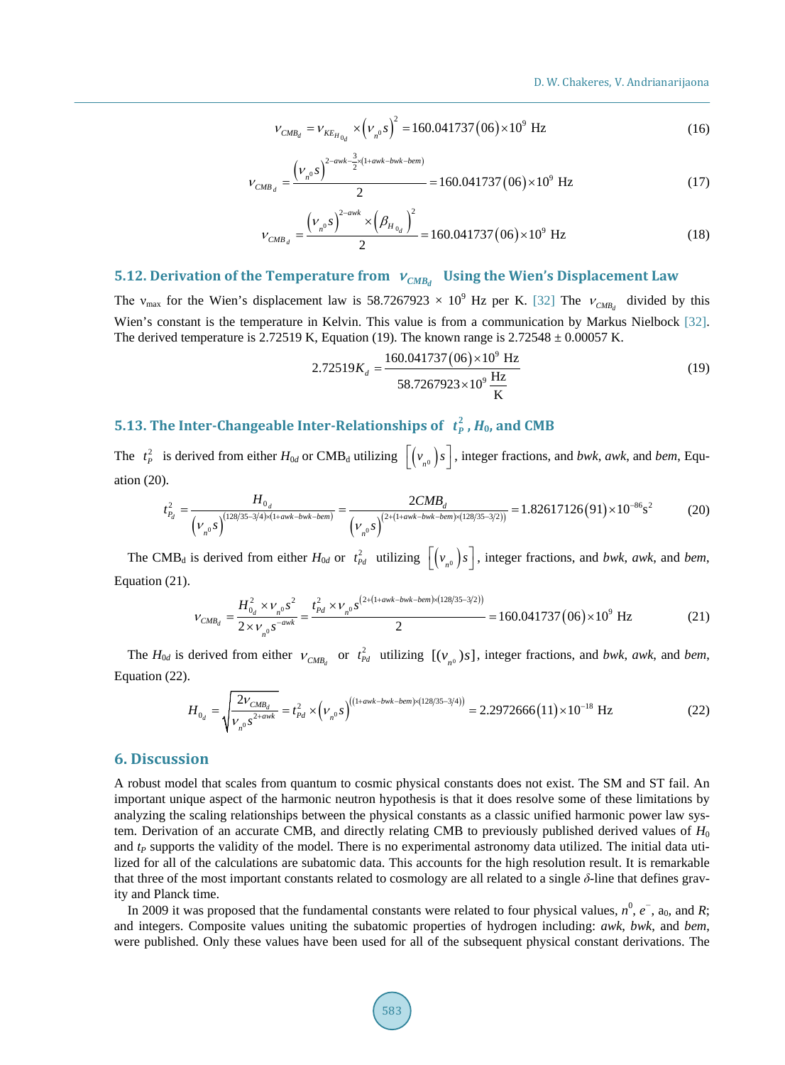$$\nu_{CMB_d} = \nu_{KE_{H_{0d}}} \times \left(\nu_{n^0} s\right)^2 = 160.041737(06) \times 10^9 \text{ Hz} \tag{16}$$

$$\nu_{CMB_d} = \frac{\left(\nu_{n^0} s\right)^{2-awk-\frac{3}{2}\times(1+awk-bwk-bem)}}{2} = 160.041737(06) \times 10^9 \text{ Hz} \tag{17}$$

$$\nu_{CMB_d} = \frac{\left(\nu_{n^0} s\right)^{2-awk} \times \left(\beta_{H_{0_d}}\right)^2}{2} = 160.041737(06) \times 10^9 \text{ Hz} \tag{18}$$

### 5.12. Derivation of the Temperature from $\nu_{CMB_d}$ Using the Wien's Displacement Law

The $\nu_{max}$ for the Wien's displacement law is 58.7267923 × $10^9$ Hz per K. [32] The $\nu_{CMB_d}$ divided by this Wien's constant is the temperature in Kelvin. This value is from a communication by Markus Nielbock [32]. The derived temperature is 2.72519 K, Equation (19). The known range is 2.72548 ± 0.00057 K.

$$2.72519 K_d = \frac{160.041737(06) \times 10^9 \text{ Hz}}{58.7267923 \times 10^9 \frac{\text{Hz}}{\text{K}}} \tag{19}$$

### 5.13. The Inter-Changeable Inter-Relationships of $t_P^2$, $H_0$, and CMB

The $t_P^2$ is derived from either $H_{0d}$ or $\text{CMB}_d$ utilizing $\left[\left(\nu_{n^0}\right)s\right]$, integer fractions, and *bwk*, *awk*, and *bem*, Equation (20).

$$t_{P_d}^2 = \frac{H_{0_d}}{\left(\nu_{n^0} s\right)^{(128/35-3/4)\times(1+awk-bwk-bem)}} = \frac{2CMB_d}{\left(\nu_{n^0} s\right)^{(2+(1+awk-bwk-bem)\times(128/35-3/2))}} = 1.82617126(91) \times 10^{-86} \text{s}^2 \tag{20}$$

The $\text{CMB}_d$ is derived from either $H_{0d}$ or $t_{Pd}^2$ utilizing $\left[\left(\nu_{n^0}\right)s\right]$, integer fractions, and *bwk*, *awk*, and *bem*, Equation (21).

$$\nu_{CMB_d} = \frac{H_{0_d}^2 \times \nu_{n^0} s^2}{2 \times \nu_{n^0} s^{-awk}} = \frac{t_{Pd}^2 \times \nu_{n^0} s^{(2+(1+awk-bwk-bem)\times(128/35-3/2))}}{2} = 160.041737(06) \times 10^9 \text{ Hz} \tag{21}$$

The $H_{0d}$ is derived from either $\nu_{CMB_d}$ or $t_{Pd}^2$ utilizing $[(\nu_{n^0})s]$, integer fractions, and *bwk*, *awk*, and *bem*, Equation (22).

$$H_{0_d} = \sqrt{\frac{2\nu_{CMB_d}}{\nu_{n^0} s^{2+awk}}} = t_{Pd}^2 \times \left(\nu_{n^0} s\right)^{((1+awk-bwk-bem)\times(128/35-3/4))} = 2.2972666(11) \times 10^{-18} \text{ Hz} \tag{22}$$

## 6. Discussion

A robust model that scales from quantum to cosmic physical constants does not exist. The SM and ST fail. An important unique aspect of the harmonic neutron hypothesis is that it does resolve some of these limitations by analyzing the scaling relationships between the physical constants as a classic unified harmonic power law system. Derivation of an accurate CMB, and directly relating CMB to previously published derived values of $H_0$ and $t_P$ supports the validity of the model. There is no experimental astronomy data utilized. The initial data utilized for all of the calculations are subatomic data. This accounts for the high resolution result. It is remarkable that three of the most important constants related to cosmology are all related to a single $\delta$-line that defines gravity and Planck time.

In 2009 it was proposed that the fundamental constants were related to four physical values, $n^0$, $e^-$, $a_0$, and $R$; and integers. Composite values uniting the subatomic properties of hydrogen including: *awk*, *bwk*, and *bem*, were published. Only these values have been used for all of the subsequent physical constant derivations. The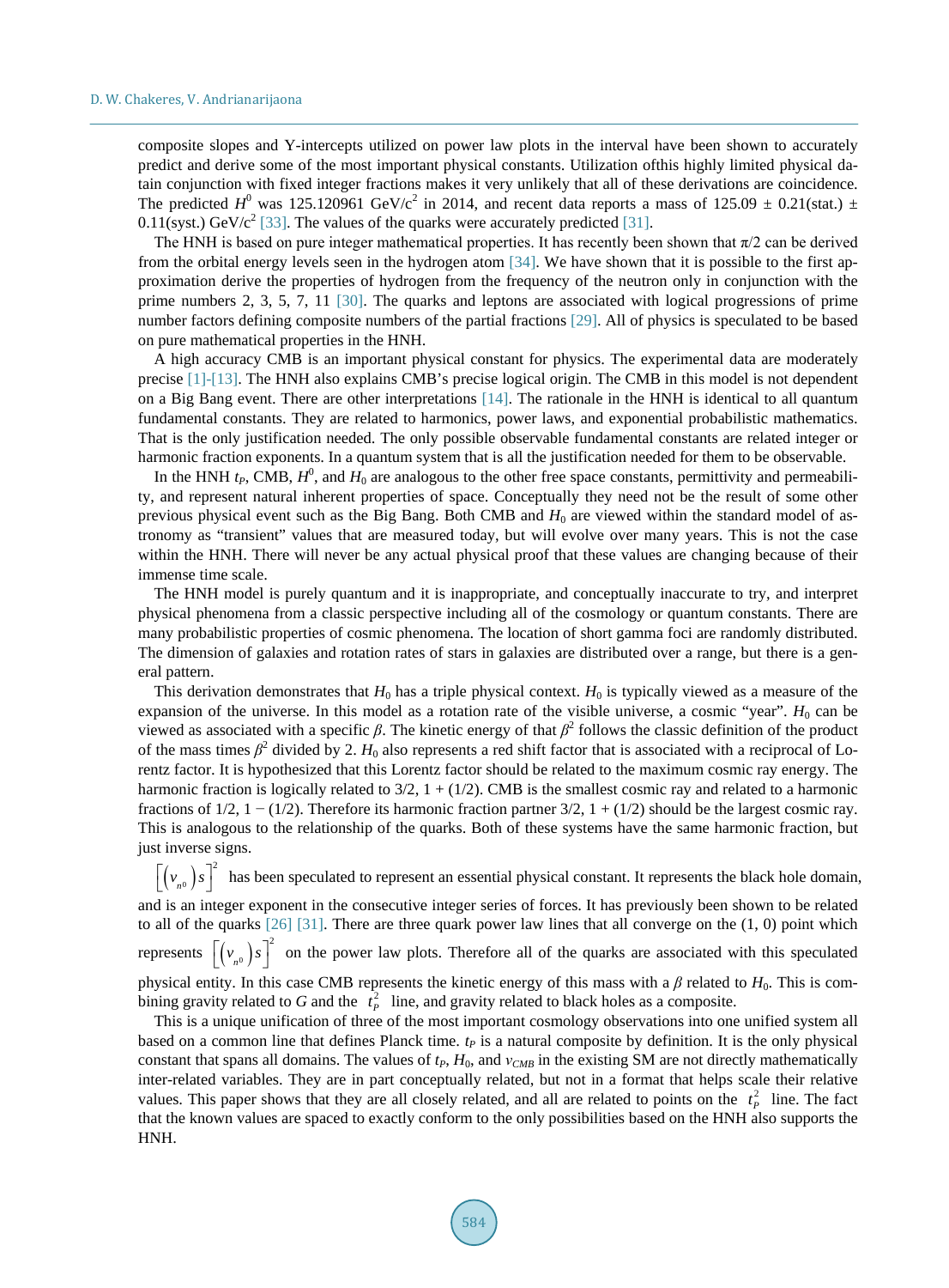composite slopes and Y-intercepts utilized on power law plots in the interval have been shown to accurately predict and derive some of the most important physical constants. Utilization ofthis highly limited physical datain conjunction with fixed integer fractions makes it very unlikely that all of these derivations are coincidence. The predicted $H^0$ was 125.120961 GeV/c$^2$ in 2014, and recent data reports a mass of 125.09 ± 0.21(stat.) ± 0.11(syst.) GeV/c$^2$ [33]. The values of the quarks were accurately predicted [31].

The HNH is based on pure integer mathematical properties. It has recently been shown that $\pi/2$ can be derived from the orbital energy levels seen in the hydrogen atom [34]. We have shown that it is possible to the first approximation derive the properties of hydrogen from the frequency of the neutron only in conjunction with the prime numbers 2, 3, 5, 7, 11 [30]. The quarks and leptons are associated with logical progressions of prime number factors defining composite numbers of the partial fractions [29]. All of physics is speculated to be based on pure mathematical properties in the HNH.

A high accuracy CMB is an important physical constant for physics. The experimental data are moderately precise [1]-[13]. The HNH also explains CMB's precise logical origin. The CMB in this model is not dependent on a Big Bang event. There are other interpretations [14]. The rationale in the HNH is identical to all quantum fundamental constants. They are related to harmonics, power laws, and exponential probabilistic mathematics. That is the only justification needed. The only possible observable fundamental constants are related integer or harmonic fraction exponents. In a quantum system that is all the justification needed for them to be observable.

In the HNH $t_P$, CMB, $H^0$, and $H_0$ are analogous to the other free space constants, permittivity and permeability, and represent natural inherent properties of space. Conceptually they need not be the result of some other previous physical event such as the Big Bang. Both CMB and $H_0$ are viewed within the standard model of astronomy as "transient" values that are measured today, but will evolve over many years. This is not the case within the HNH. There will never be any actual physical proof that these values are changing because of their immense time scale.

The HNH model is purely quantum and it is inappropriate, and conceptually inaccurate to try, and interpret physical phenomena from a classic perspective including all of the cosmology or quantum constants. There are many probabilistic properties of cosmic phenomena. The location of short gamma foci are randomly distributed. The dimension of galaxies and rotation rates of stars in galaxies are distributed over a range, but there is a general pattern.

This derivation demonstrates that $H_0$ has a triple physical context. $H_0$ is typically viewed as a measure of the expansion of the universe. In this model as a rotation rate of the visible universe, a cosmic "year". $H_0$ can be viewed as associated with a specific $\beta$. The kinetic energy of that $\beta^2$ follows the classic definition of the product of the mass times $\beta^2$ divided by 2. $H_0$ also represents a red shift factor that is associated with a reciprocal of Lorentz factor. It is hypothesized that this Lorentz factor should be related to the maximum cosmic ray energy. The harmonic fraction is logically related to 3/2, 1 + (1/2). CMB is the smallest cosmic ray and related to a harmonic fractions of 1/2, 1 − (1/2). Therefore its harmonic fraction partner 3/2, 1 + (1/2) should be the largest cosmic ray. This is analogous to the relationship of the quarks. Both of these systems have the same harmonic fraction, but just inverse signs.

$\left[\left(v_{n^0}\right)s\right]^2$ has been speculated to represent an essential physical constant. It represents the black hole domain, and is an integer exponent in the consecutive integer series of forces. It has previously been shown to be related to all of the quarks [26] [31]. There are three quark power law lines that all converge on the (1, 0) point which represents $\left[\left(v_{n^0}\right)s\right]^2$ on the power law plots. Therefore all of the quarks are associated with this speculated physical entity. In this case CMB represents the kinetic energy of this mass with a $\beta$ related to $H_0$. This is combining gravity related to $G$ and the $t_P^2$ line, and gravity related to black holes as a composite.

This is a unique unification of three of the most important cosmology observations into one unified system all based on a common line that defines Planck time. $t_P$ is a natural composite by definition. It is the only physical constant that spans all domains. The values of $t_P$, $H_0$, and $v_{CMB}$ in the existing SM are not directly mathematically inter-related variables. They are in part conceptually related, but not in a format that helps scale their relative values. This paper shows that they are all closely related, and all are related to points on the $t_P^2$ line. The fact that the known values are spaced to exactly conform to the only possibilities based on the HNH also supports the HNH.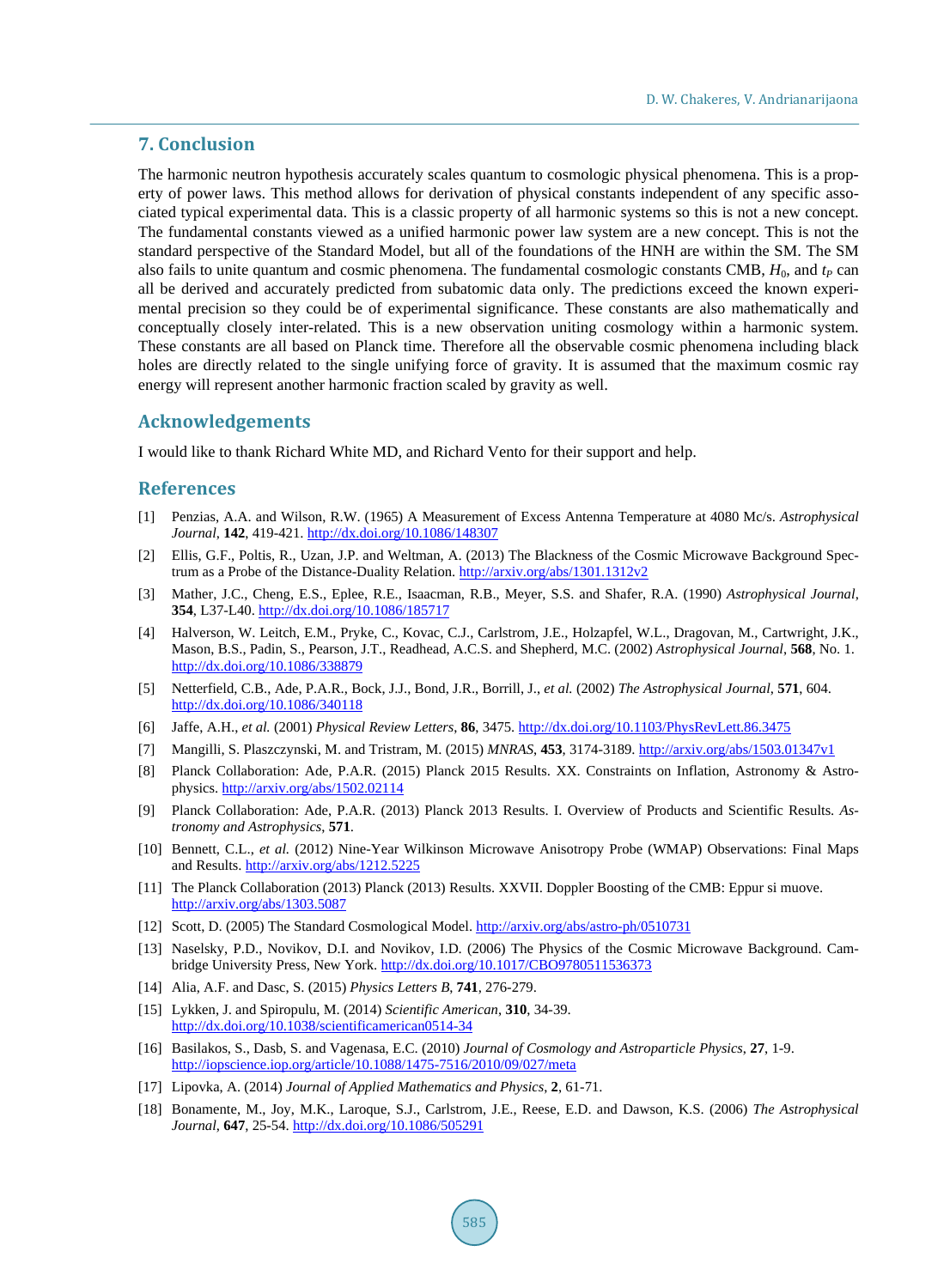## 7. Conclusion

The harmonic neutron hypothesis accurately scales quantum to cosmologic physical phenomena. This is a property of power laws. This method allows for derivation of physical constants independent of any specific associated typical experimental data. This is a classic property of all harmonic systems so this is not a new concept. The fundamental constants viewed as a unified harmonic power law system are a new concept. This is not the standard perspective of the Standard Model, but all of the foundations of the HNH are within the SM. The SM also fails to unite quantum and cosmic phenomena. The fundamental cosmologic constants CMB, $H_0$, and $t_P$ can all be derived and accurately predicted from subatomic data only. The predictions exceed the known experimental precision so they could be of experimental significance. These constants are also mathematically and conceptually closely inter-related. This is a new observation uniting cosmology within a harmonic system. These constants are all based on Planck time. Therefore all the observable cosmic phenomena including black holes are directly related to the single unifying force of gravity. It is assumed that the maximum cosmic ray energy will represent another harmonic fraction scaled by gravity as well.

## Acknowledgements

I would like to thank Richard White MD, and Richard Vento for their support and help.

## References

[1] Penzias, A.A. and Wilson, R.W. (1965) A Measurement of Excess Antenna Temperature at 4080 Mc/s. *Astrophysical Journal*, **142**, 419-421. http://dx.doi.org/10.1086/148307

[2] Ellis, G.F., Poltis, R., Uzan, J.P. and Weltman, A. (2013) The Blackness of the Cosmic Microwave Background Spectrum as a Probe of the Distance-Duality Relation. http://arxiv.org/abs/1301.1312v2

[3] Mather, J.C., Cheng, E.S., Eplee, R.E., Isaacman, R.B., Meyer, S.S. and Shafer, R.A. (1990) *Astrophysical Journal*, **354**, L37-L40. http://dx.doi.org/10.1086/185717

[4] Halverson, W. Leitch, E.M., Pryke, C., Kovac, C.J., Carlstrom, J.E., Holzapfel, W.L., Dragovan, M., Cartwright, J.K., Mason, B.S., Padin, S., Pearson, J.T., Readhead, A.C.S. and Shepherd, M.C. (2002) *Astrophysical Journal*, **568**, No. 1. http://dx.doi.org/10.1086/338879

[5] Netterfield, C.B., Ade, P.A.R., Bock, J.J., Bond, J.R., Borrill, J., *et al.* (2002) *The Astrophysical Journal*, **571**, 604. http://dx.doi.org/10.1086/340118

[6] Jaffe, A.H., *et al.* (2001) *Physical Review Letters*, **86**, 3475. http://dx.doi.org/10.1103/PhysRevLett.86.3475

[7] Mangilli, S. Plaszczynski, M. and Tristram, M. (2015) *MNRAS*, **453**, 3174-3189. http://arxiv.org/abs/1503.01347v1

[8] Planck Collaboration: Ade, P.A.R. (2015) Planck 2015 Results. XX. Constraints on Inflation, Astronomy & Astrophysics. http://arxiv.org/abs/1502.02114

[9] Planck Collaboration: Ade, P.A.R. (2013) Planck 2013 Results. I. Overview of Products and Scientific Results. *Astronomy and Astrophysics*, **571**.

[10] Bennett, C.L., *et al.* (2012) Nine-Year Wilkinson Microwave Anisotropy Probe (WMAP) Observations: Final Maps and Results. http://arxiv.org/abs/1212.5225

[11] The Planck Collaboration (2013) Planck (2013) Results. XXVII. Doppler Boosting of the CMB: Eppur si muove. http://arxiv.org/abs/1303.5087

[12] Scott, D. (2005) The Standard Cosmological Model. http://arxiv.org/abs/astro-ph/0510731

[13] Naselsky, P.D., Novikov, D.I. and Novikov, I.D. (2006) The Physics of the Cosmic Microwave Background. Cambridge University Press, New York. http://dx.doi.org/10.1017/CBO9780511536373

[14] Alia, A.F. and Dasc, S. (2015) *Physics Letters B*, **741**, 276-279.

[15] Lykken, J. and Spiropulu, M. (2014) *Scientific American*, **310**, 34-39. http://dx.doi.org/10.1038/scientificamerican0514-34

[16] Basilakos, S., Dasb, S. and Vagenasa, E.C. (2010) *Journal of Cosmology and Astroparticle Physics*, **27**, 1-9. http://iopscience.iop.org/article/10.1088/1475-7516/2010/09/027/meta

[17] Lipovka, A. (2014) *Journal of Applied Mathematics and Physics*, **2**, 61-71.

[18] Bonamente, M., Joy, M.K., Laroque, S.J., Carlstrom, J.E., Reese, E.D. and Dawson, K.S. (2006) *The Astrophysical Journal*, **647**, 25-54. http://dx.doi.org/10.1086/505291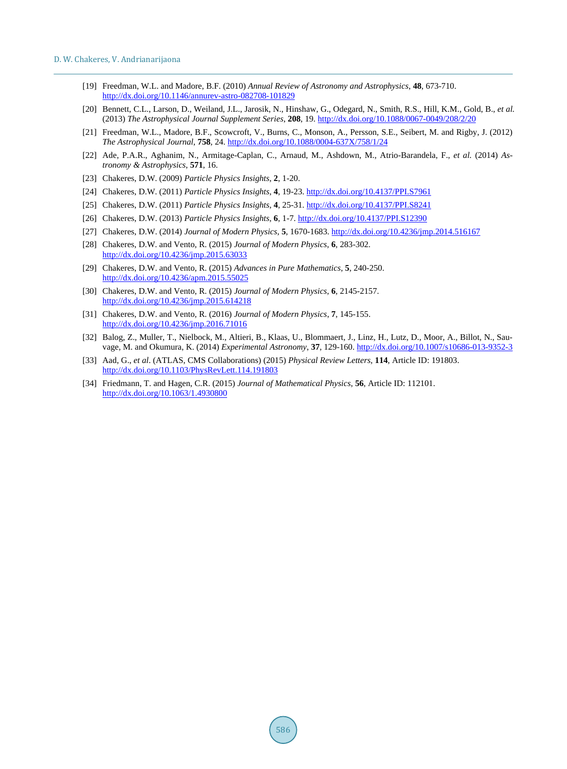[19] Freedman, W.L. and Madore, B.F. (2010) *Annual Review of Astronomy and Astrophysics*, **48**, 673-710. http://dx.doi.org/10.1146/annurev-astro-082708-101829

[20] Bennett, C.L., Larson, D., Weiland, J.L., Jarosik, N., Hinshaw, G., Odegard, N., Smith, R.S., Hill, K.M., Gold, B., *et al.* (2013) *The Astrophysical Journal Supplement Series*, **208**, 19. http://dx.doi.org/10.1088/0067-0049/208/2/20

[21] Freedman, W.L., Madore, B.F., Scowcroft, V., Burns, C., Monson, A., Persson, S.E., Seibert, M. and Rigby, J. (2012) *The Astrophysical Journal*, **758**, 24. http://dx.doi.org/10.1088/0004-637X/758/1/24

[22] Ade, P.A.R., Aghanim, N., Armitage-Caplan, C., Arnaud, M., Ashdown, M., Atrio-Barandela, F., *et al.* (2014) *Astronomy & Astrophysics*, **571**, 16.

[23] Chakeres, D.W. (2009) *Particle Physics Insights*, **2**, 1-20.

[24] Chakeres, D.W. (2011) *Particle Physics Insights*, **4**, 19-23. http://dx.doi.org/10.4137/PPI.S7961

[25] Chakeres, D.W. (2011) *Particle Physics Insights*, **4**, 25-31. http://dx.doi.org/10.4137/PPI.S8241

[26] Chakeres, D.W. (2013) *Particle Physics Insights*, **6**, 1-7. http://dx.doi.org/10.4137/PPI.S12390

[27] Chakeres, D.W. (2014) *Journal of Modern Physics*, **5**, 1670-1683. http://dx.doi.org/10.4236/jmp.2014.516167

[28] Chakeres, D.W. and Vento, R. (2015) *Journal of Modern Physics*, **6**, 283-302. http://dx.doi.org/10.4236/jmp.2015.63033

[29] Chakeres, D.W. and Vento, R. (2015) *Advances in Pure Mathematics*, **5**, 240-250. http://dx.doi.org/10.4236/apm.2015.55025

[30] Chakeres, D.W. and Vento, R. (2015) *Journal of Modern Physics*, **6**, 2145-2157. http://dx.doi.org/10.4236/jmp.2015.614218

[31] Chakeres, D.W. and Vento, R. (2016) *Journal of Modern Physics*, **7**, 145-155. http://dx.doi.org/10.4236/jmp.2016.71016

[32] Balog, Z., Muller, T., Nielbock, M., Altieri, B., Klaas, U., Blommaert, J., Linz, H., Lutz, D., Moor, A., Billot, N., Sauvage, M. and Okumura, K. (2014) *Experimental Astronomy*, **37**, 129-160. http://dx.doi.org/10.1007/s10686-013-9352-3

[33] Aad, G., *et al*. (ATLAS, CMS Collaborations) (2015) *Physical Review Letters*, **114**, Article ID: 191803. http://dx.doi.org/10.1103/PhysRevLett.114.191803

[34] Friedmann, T. and Hagen, C.R. (2015) *Journal of Mathematical Physics*, **56**, Article ID: 112101. http://dx.doi.org/10.1063/1.4930800